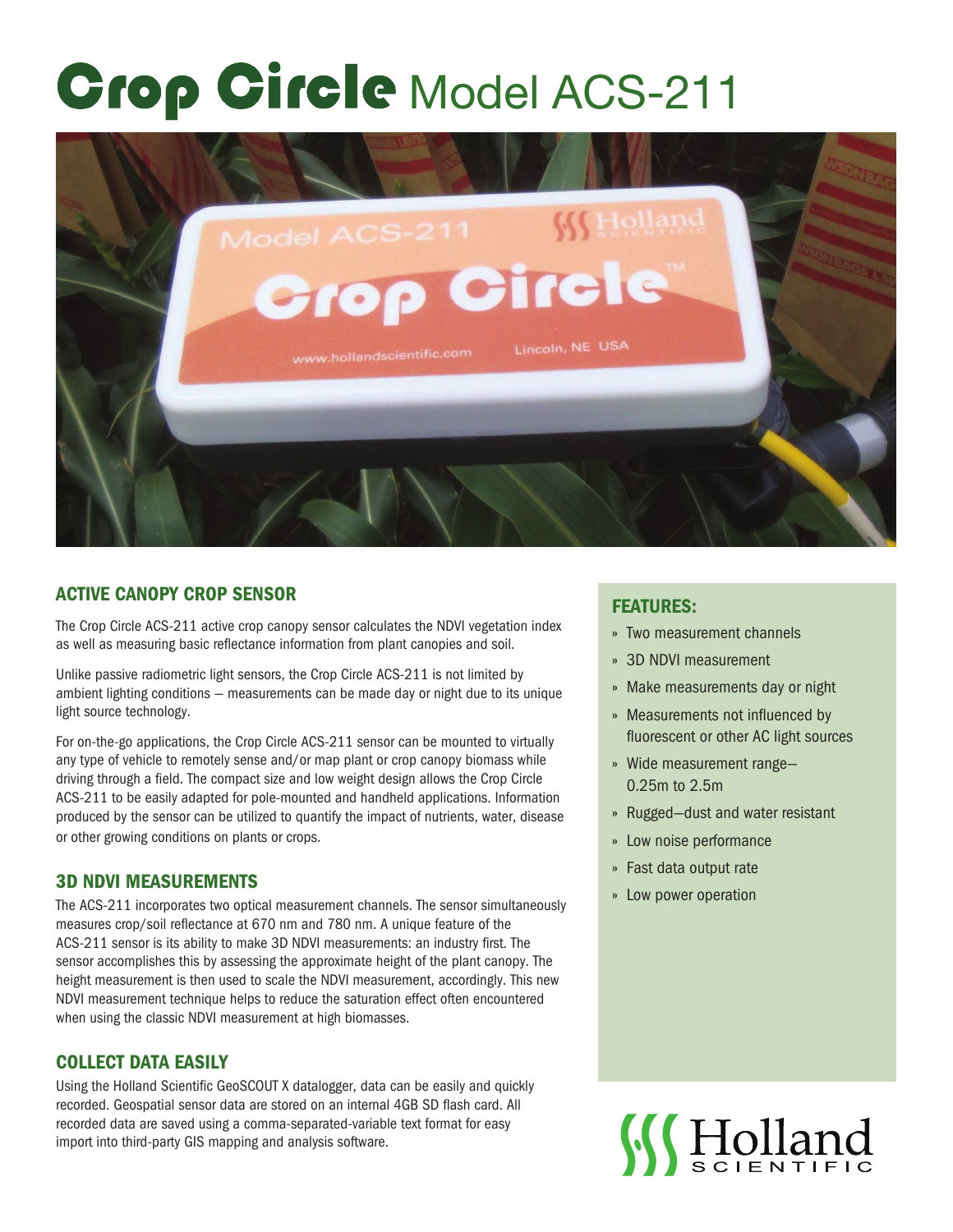# Crop Circle Model ACS-211

## ACTIVE CANOPY CROP SENSOR

The Crop Circle ACS-211 active crop canopy sensor calculates the NDVI vegetation index as well as measuring basic reflectance information from plant canopies and soil.

Unlike passive radiometric light sensors, the Crop Circle ACS-211 is not limited by ambient lighting conditions — measurements can be made day or night due to its unique light source technology.

For on-the-go applications, the Crop Circle ACS-211 sensor can be mounted to virtually any type of vehicle to remotely sense and/or map plant or crop canopy biomass while driving through a field. The compact size and low weight design allows the Crop Circle ACS-211 to be easily adapted for pole-mounted and handheld applications. Information produced by the sensor can be utilized to quantify the impact of nutrients, water, disease or other growing conditions on plants or crops.

## 3D NDVI MEASUREMENTS

The ACS-211 incorporates two optical measurement channels. The sensor simultaneously measures crop/soil reflectance at 670 nm and 780 nm. A unique feature of the ACS-211 sensor is its ability to make 3D NDVI measurements: an industry first. The sensor accomplishes this by assessing the approximate height of the plant canopy. The height measurement is then used to scale the NDVI measurement, accordingly. This new NDVI measurement technique helps to reduce the saturation effect often encountered when using the classic NDVI measurement at high biomasses.

## COLLECT DATA EASILY

Using the Holland Scientific GeoSCOUT X datalogger, data can be easily and quickly recorded. Geospatial sensor data are stored on an internal 4GB SD flash card. All recorded data are saved using a comma-separated-variable text format for easy import into third-party GIS mapping and analysis software.

## FEATURES:

- Two measurement channels
- 3D NDVI measurement
- Make measurements day or night
- Measurements not influenced by fluorescent or other AC light sources
- Wide measurement range— 0.25m to 2.5m
- Rugged—dust and water resistant
- Low noise performance
- Fast data output rate
- Low power operation

Holland SCIENTIFIC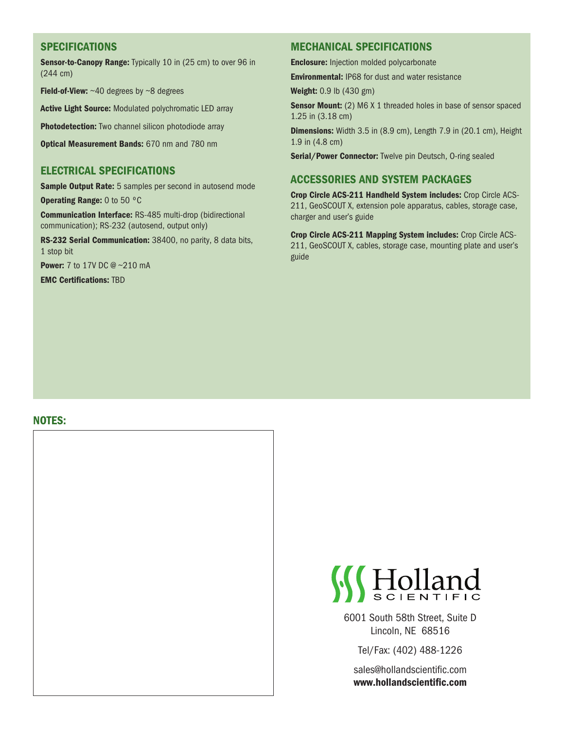## SPECIFICATIONS

**Sensor-to-Canopy Range:** Typically 10 in (25 cm) to over 96 in (244 cm)

**Field-of-View:** ~40 degrees by ~8 degrees

**Active Light Source:** Modulated polychromatic LED array

**Photodetection:** Two channel silicon photodiode array

**Optical Measurement Bands:** 670 nm and 780 nm

## ELECTRICAL SPECIFICATIONS

**Sample Output Rate:** 5 samples per second in autosend mode

**Operating Range:** 0 to 50 ºC

**Communication Interface:** RS-485 multi-drop (bidirectional communication); RS-232 (autosend, output only)

**RS-232 Serial Communication:** 38400, no parity, 8 data bits, 1 stop bit

**Power:** 7 to 17V DC @ ~210 mA

**EMC Certifications:** TBD

## MECHANICAL SPECIFICATIONS

**Enclosure:** Injection molded polycarbonate

**Environmental:** IP68 for dust and water resistance

**Weight:** 0.9 lb (430 gm)

**Sensor Mount:** (2) M6 X 1 threaded holes in base of sensor spaced 1.25 in (3.18 cm)

**Dimensions:** Width 3.5 in (8.9 cm), Length 7.9 in (20.1 cm), Height 1.9 in (4.8 cm)

**Serial/Power Connector:** Twelve pin Deutsch, O-ring sealed

## ACCESSORIES AND SYSTEM PACKAGES

**Crop Circle ACS-211 Handheld System includes:** Crop Circle ACS-211, GeoSCOUT X, extension pole apparatus, cables, storage case, charger and user's guide

**Crop Circle ACS-211 Mapping System includes:** Crop Circle ACS-211, GeoSCOUT X, cables, storage case, mounting plate and user's guide

## NOTES:

Holland SCIENTIFIC

6001 South 58th Street, Suite D
Lincoln, NE 68516

Tel/Fax: (402) 488-1226

sales@hollandscientific.com
**www.hollandscientific.com**